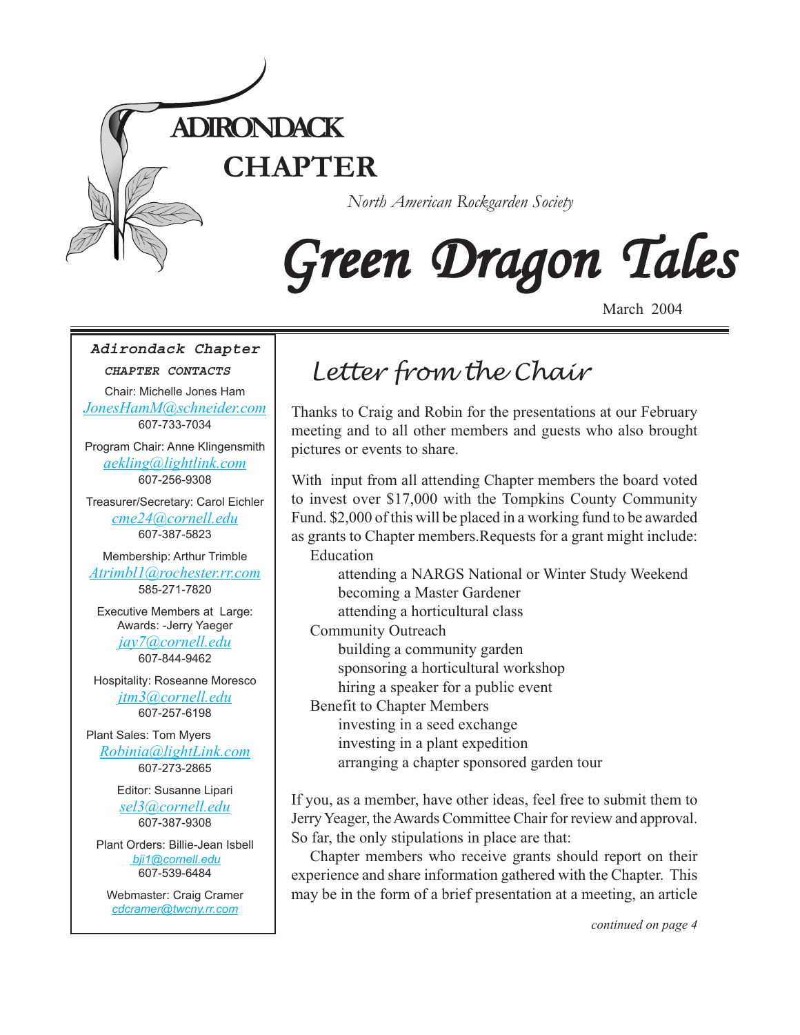# ADIRONDACK CHAPTER

*North American Rockgarden Society*

# Green Dragon Tales

March 2004

**Adirondack Chapter**

***CHAPTER CONTACTS***

Chair: Michelle Jones Ham
*JonesHamM@schneider.com*
607-733-7034

Program Chair: Anne Klingensmith
*aekling@lightlink.com*
607-256-9308

Treasurer/Secretary: Carol Eichler
*cme24@cornell.edu*
607-387-5823

Membership: Arthur Trimble
*Atrimbl1@rochester.rr.com*
585-271-7820

Executive Members at Large:
Awards: -Jerry Yaeger
*jay7@cornell.edu*
607-844-9462

Hospitality: Roseanne Moresco
*jtm3@cornell.edu*
607-257-6198

Plant Sales: Tom Myers
*Robinia@lightLink.com*
607-273-2865

Editor: Susanne Lipari
*sel3@cornell.edu*
607-387-9308

Plant Orders: Billie-Jean Isbell
*bji1@cornell.edu*
607-539-6484

Webmaster: Craig Cramer
*cdcramer@twcny.rr.com*

## Letter from the Chair

Thanks to Craig and Robin for the presentations at our February meeting and to all other members and guests who also brought pictures or events to share.

With input from all attending Chapter members the board voted to invest over $17,000 with the Tompkins County Community Fund. $2,000 of this will be placed in a working fund to be awarded as grants to Chapter members.Requests for a grant might include:

- Education
  - attending a NARGS National or Winter Study Weekend
  - becoming a Master Gardener
  - attending a horticultural class
- Community Outreach
  - building a community garden
  - sponsoring a horticultural workshop
  - hiring a speaker for a public event
- Benefit to Chapter Members
  - investing in a seed exchange
  - investing in a plant expedition
  - arranging a chapter sponsored garden tour

If you, as a member, have other ideas, feel free to submit them to Jerry Yeager, the Awards Committee Chair for review and approval. So far, the only stipulations in place are that:

Chapter members who receive grants should report on their experience and share information gathered with the Chapter. This may be in the form of a brief presentation at a meeting, an article

*continued on page 4*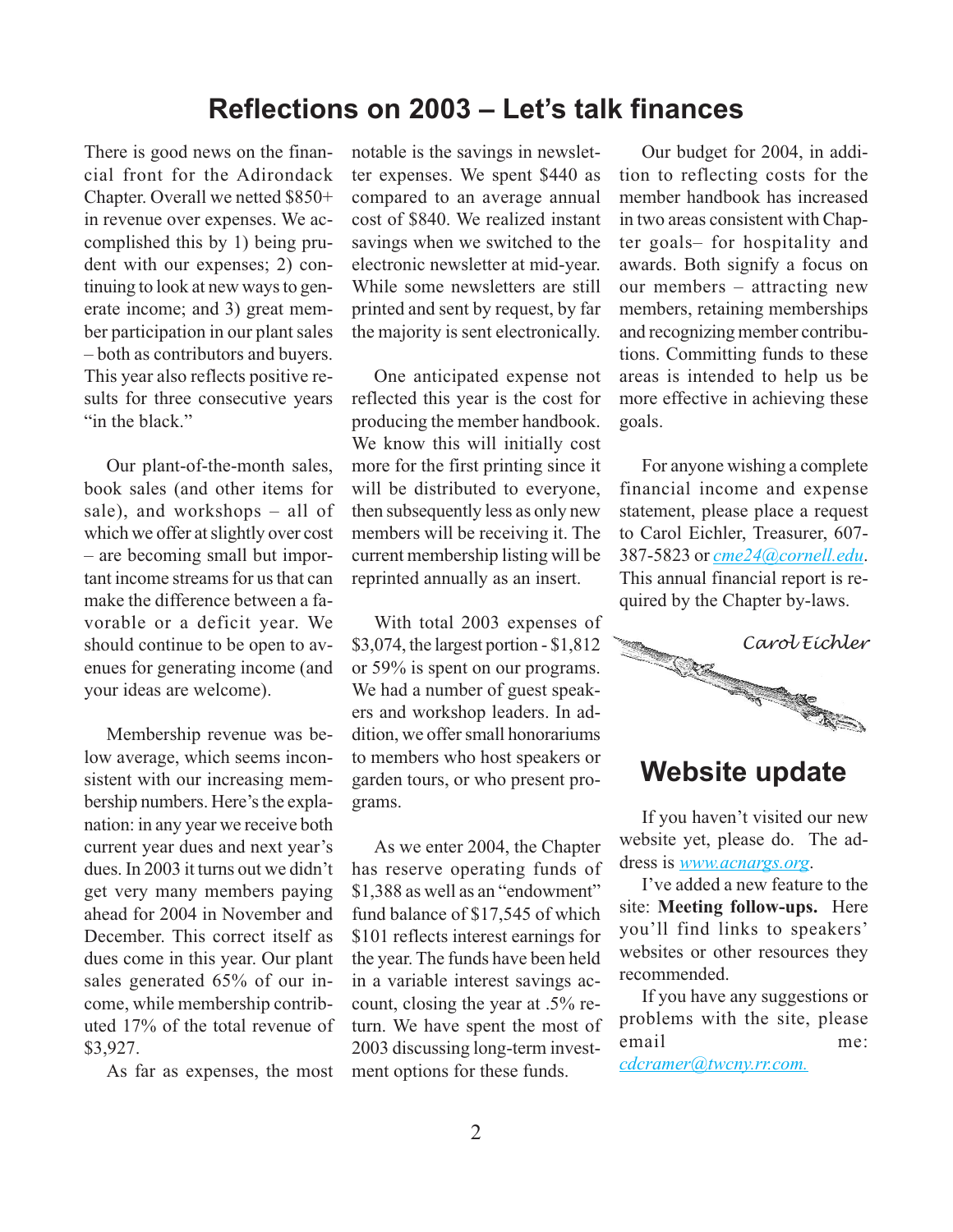# Reflections on 2003 – Let's talk finances

There is good news on the financial front for the Adirondack Chapter. Overall we netted $850+ in revenue over expenses. We accomplished this by 1) being prudent with our expenses; 2) continuing to look at new ways to generate income; and 3) great member participation in our plant sales – both as contributors and buyers. This year also reflects positive results for three consecutive years "in the black."

Our plant-of-the-month sales, book sales (and other items for sale), and workshops – all of which we offer at slightly over cost – are becoming small but important income streams for us that can make the difference between a favorable or a deficit year. We should continue to be open to avenues for generating income (and your ideas are welcome).

Membership revenue was below average, which seems inconsistent with our increasing membership numbers. Here's the explanation: in any year we receive both current year dues and next year's dues. In 2003 it turns out we didn't get very many members paying ahead for 2004 in November and December. This correct itself as dues come in this year. Our plant sales generated 65% of our income, while membership contributed 17% of the total revenue of $3,927.

As far as expenses, the most notable is the savings in newsletter expenses. We spent $440 as compared to an average annual cost of $840. We realized instant savings when we switched to the electronic newsletter at mid-year. While some newsletters are still printed and sent by request, by far the majority is sent electronically.

One anticipated expense not reflected this year is the cost for producing the member handbook. We know this will initially cost more for the first printing since it will be distributed to everyone, then subsequently less as only new members will be receiving it. The current membership listing will be reprinted annually as an insert.

With total 2003 expenses of $3,074, the largest portion - $1,812 or 59% is spent on our programs. We had a number of guest speakers and workshop leaders. In addition, we offer small honorariums to members who host speakers or garden tours, or who present programs.

As we enter 2004, the Chapter has reserve operating funds of $1,388 as well as an "endowment" fund balance of $17,545 of which $101 reflects interest earnings for the year. The funds have been held in a variable interest savings account, closing the year at .5% return. We have spent the most of 2003 discussing long-term investment options for these funds.

Our budget for 2004, in addition to reflecting costs for the member handbook has increased in two areas consistent with Chapter goals– for hospitality and awards. Both signify a focus on our members – attracting new members, retaining memberships and recognizing member contributions. Committing funds to these areas is intended to help us be more effective in achieving these goals.

For anyone wishing a complete financial income and expense statement, please place a request to Carol Eichler, Treasurer, 607-387-5823 or *cme24@cornell.edu*. This annual financial report is required by the Chapter by-laws.

*Carol Eichler*

# Website update

If you haven't visited our new website yet, please do. The address is *www.acnargs.org*.

I've added a new feature to the site: **Meeting follow-ups.** Here you'll find links to speakers' websites or other resources they recommended.

If you have any suggestions or problems with the site, please email me: *cdcramer@twcny.rr.com.*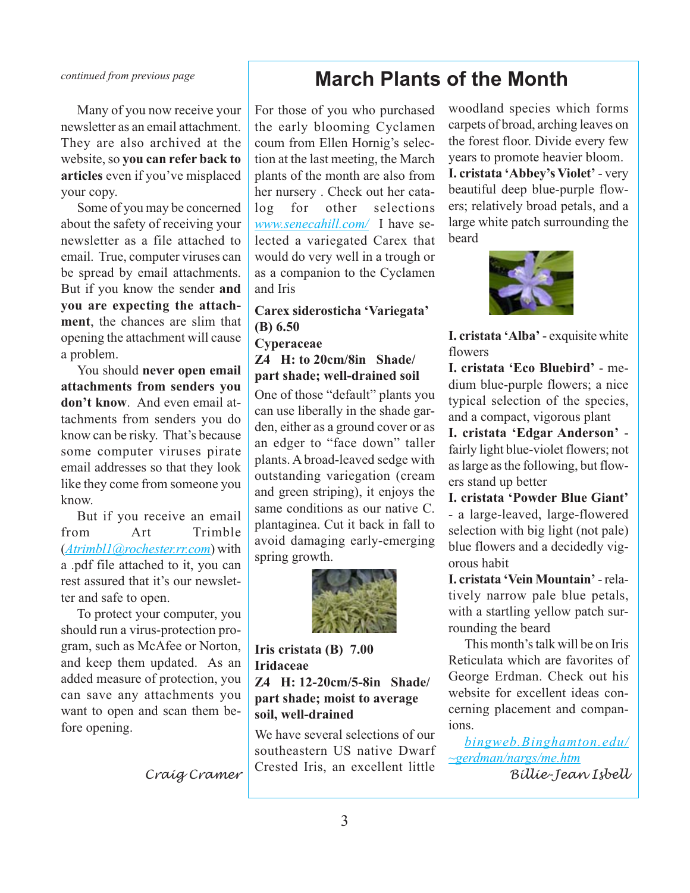*continued from previous page*

Many of you now receive your newsletter as an email attachment. They are also archived at the website, so **you can refer back to articles** even if you've misplaced your copy.

Some of you may be concerned about the safety of receiving your newsletter as a file attached to email. True, computer viruses can be spread by email attachments. But if you know the sender **and you are expecting the attachment**, the chances are slim that opening the attachment will cause a problem.

You should **never open email attachments from senders you don't know**. And even email attachments from senders you do know can be risky. That's because some computer viruses pirate email addresses so that they look like they come from someone you know.

But if you receive an email from Art Trimble (Atrimbl1@rochester.rr.com) with a .pdf file attached to it, you can rest assured that it's our newsletter and safe to open.

To protect your computer, you should run a virus-protection program, such as McAfee or Norton, and keep them updated. As an added measure of protection, you can save any attachments you want to open and scan them before opening.

*Craig Cramer*

# March Plants of the Month

For those of you who purchased the early blooming Cyclamen coum from Ellen Hornig's selection at the last meeting, the March plants of the month are also from her nursery . Check out her catalog for other selections www.senecahill.com/ I have selected a variegated Carex that would do very well in a trough or as a companion to the Cyclamen and Iris

**Carex siderosticha 'Variegata' (B) 6.50**
**Cyperaceae**
**Z4 H: to 20cm/8in Shade/ part shade; well-drained soil**

One of those "default" plants you can use liberally in the shade garden, either as a ground cover or as an edger to "face down" taller plants. A broad-leaved sedge with outstanding variegation (cream and green striping), it enjoys the same conditions as our native C. plantaginea. Cut it back in fall to avoid damaging early-emerging spring growth.

**Iris cristata (B) 7.00**
**Iridaceae**
**Z4 H: 12-20cm/5-8in Shade/ part shade; moist to average soil, well-drained**

We have several selections of our southeastern US native Dwarf Crested Iris, an excellent little woodland species which forms carpets of broad, arching leaves on the forest floor. Divide every few years to promote heavier bloom.

**I. cristata 'Abbey's Violet'** - very beautiful deep blue-purple flowers; relatively broad petals, and a large white patch surrounding the beard

**I. cristata 'Alba'** - exquisite white flowers

**I. cristata 'Eco Bluebird'** - medium blue-purple flowers; a nice typical selection of the species, and a compact, vigorous plant

**I. cristata 'Edgar Anderson'** - fairly light blue-violet flowers; not as large as the following, but flowers stand up better

**I. cristata 'Powder Blue Giant'** - a large-leaved, large-flowered selection with big light (not pale) blue flowers and a decidedly vigorous habit

**I. cristata 'Vein Mountain'** - relatively narrow pale blue petals, with a startling yellow patch surrounding the beard

This month's talk will be on Iris Reticulata which are favorites of George Erdman. Check out his website for excellent ideas concerning placement and companions.

bingweb.Binghamton.edu/~gerdman/nargs/me.htm

*Billie-Jean Isbell*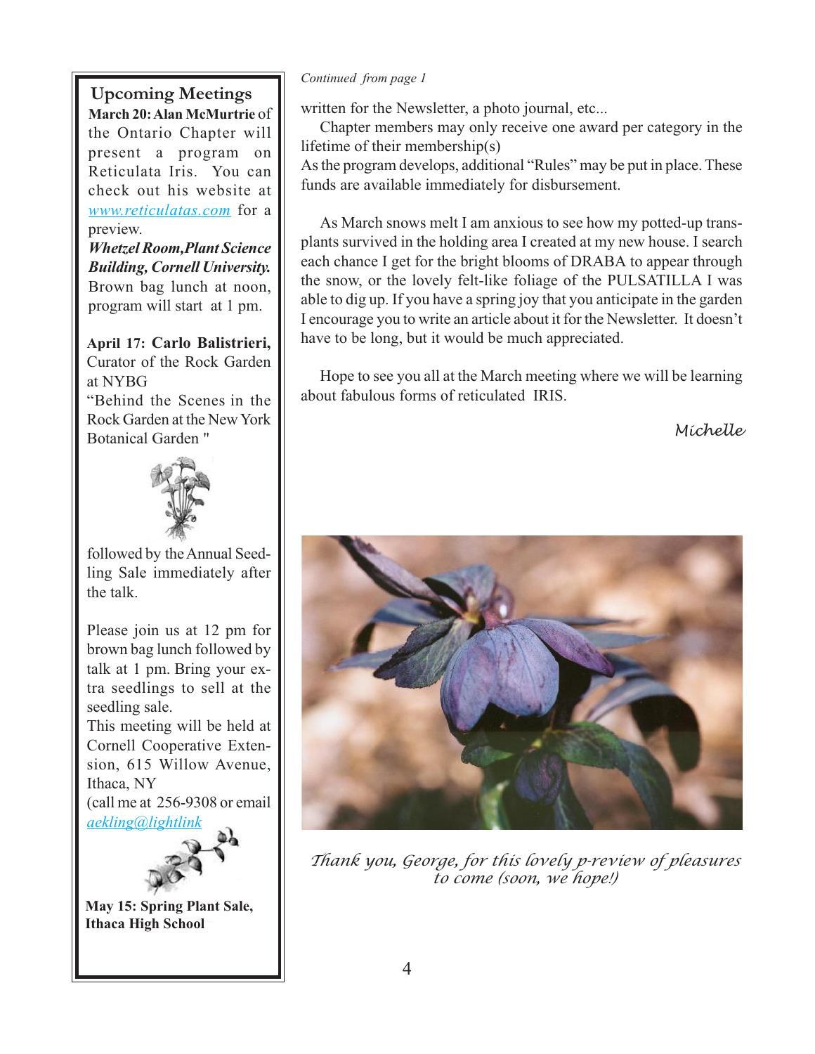## Upcoming Meetings

**March 20: Alan McMurtrie** of the Ontario Chapter will present a program on Reticulata Iris. You can check out his website at *www.reticulatas.com* for a preview.

***Whetzel Room, Plant Science Building, Cornell University.*** Brown bag lunch at noon, program will start at 1 pm.

**April 17: Carlo Balistrieri,** Curator of the Rock Garden at NYBG

"Behind the Scenes in the Rock Garden at the New York Botanical Garden "

followed by the Annual Seedling Sale immediately after the talk.

Please join us at 12 pm for brown bag lunch followed by talk at 1 pm. Bring your extra seedlings to sell at the seedling sale.

This meeting will be held at Cornell Cooperative Extension, 615 Willow Avenue, Ithaca, NY

(call me at 256-9308 or email *aekling@lightlink*

**May 15: Spring Plant Sale, Ithaca High School**

*Continued from page 1*

written for the Newsletter, a photo journal, etc...

Chapter members may only receive one award per category in the lifetime of their membership(s)

As the program develops, additional "Rules" may be put in place. These funds are available immediately for disbursement.

As March snows melt I am anxious to see how my potted-up transplants survived in the holding area I created at my new house. I search each chance I get for the bright blooms of DRABA to appear through the snow, or the lovely felt-like foliage of the PULSATILLA I was able to dig up. If you have a spring joy that you anticipate in the garden I encourage you to write an article about it for the Newsletter. It doesn't have to be long, but it would be much appreciated.

Hope to see you all at the March meeting where we will be learning about fabulous forms of reticulated IRIS.

*Michelle*

*Thank you, George, for this lovely p-review of pleasures to come (soon, we hope!)*